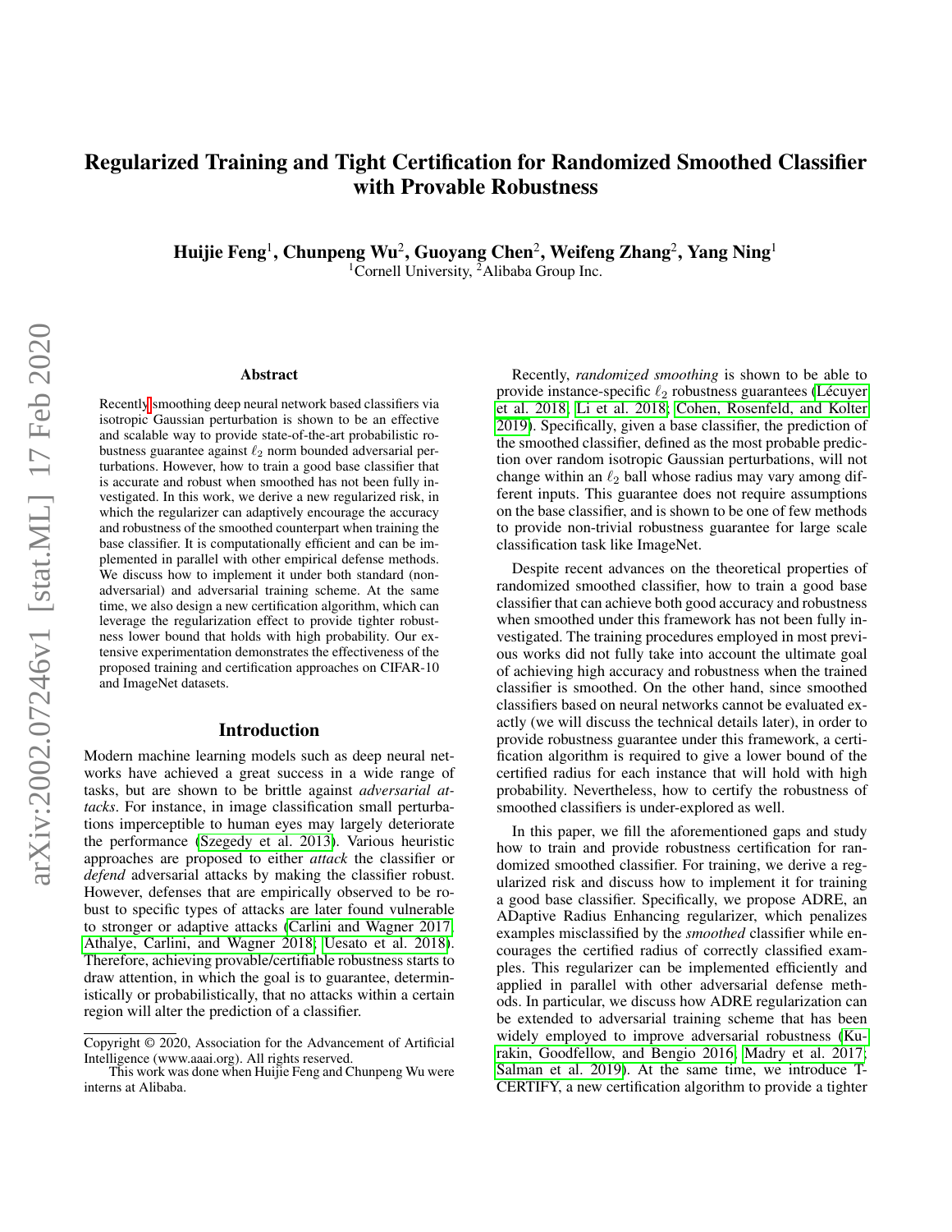# Regularized Training and Tight Certification for Randomized Smoothed Classifier with Provable Robustness

**Huijie Feng**[1], **Chunpeng Wu**[2], **Guoyang Chen**[2], **Weifeng Zhang**[2], **Yang Ning**[1]

[1]Cornell University, [2]Alibaba Group Inc.

## Abstract

Recently smoothing deep neural network based classifiers via isotropic Gaussian perturbation is shown to be an effective and scalable way to provide state-of-the-art probabilistic robustness guarantee against $\ell_2$ norm bounded adversarial perturbations. However, how to train a good base classifier that is accurate and robust when smoothed has not been fully investigated. In this work, we derive a new regularized risk, in which the regularizer can adaptively encourage the accuracy and robustness of the smoothed counterpart when training the base classifier. It is computationally efficient and can be implemented in parallel with other empirical defense methods. We discuss how to implement it under both standard (non-adversarial) and adversarial training scheme. At the same time, we also design a new certification algorithm, which can leverage the regularization effect to provide tighter robustness lower bound that holds with high probability. Our extensive experimentation demonstrates the effectiveness of the proposed training and certification approaches on CIFAR-10 and ImageNet datasets.

## Introduction

Modern machine learning models such as deep neural networks have achieved a great success in a wide range of tasks, but are shown to be brittle against *adversarial attacks*. For instance, in image classification small perturbations imperceptible to human eyes may largely deteriorate the performance (Szegedy et al. 2013). Various heuristic approaches are proposed to either *attack* the classifier or *defend* adversarial attacks by making the classifier robust. However, defenses that are empirically observed to be robust to specific types of attacks are later found vulnerable to stronger or adaptive attacks (Carlini and Wagner 2017; Athalye, Carlini, and Wagner 2018; Uesato et al. 2018). Therefore, achieving provable/certifiable robustness starts to draw attention, in which the goal is to guarantee, deterministically or probabilistically, that no attacks within a certain region will alter the prediction of a classifier.

Recently, *randomized smoothing* is shown to be able to provide instance-specific $\ell_2$ robustness guarantees (Lécuyer et al. 2018; Li et al. 2018; Cohen, Rosenfeld, and Kolter 2019). Specifically, given a base classifier, the prediction of the smoothed classifier, defined as the most probable prediction over random isotropic Gaussian perturbations, will not change within an $\ell_2$ ball whose radius may vary among different inputs. This guarantee does not require assumptions on the base classifier, and is shown to be one of few methods to provide non-trivial robustness guarantee for large scale classification task like ImageNet.

Despite recent advances on the theoretical properties of randomized smoothed classifier, how to train a good base classifier that can achieve both good accuracy and robustness when smoothed under this framework has not been fully investigated. The training procedures employed in most previous works did not fully take into account the ultimate goal of achieving high accuracy and robustness when the trained classifier is smoothed. On the other hand, since smoothed classifiers based on neural networks cannot be evaluated exactly (we will discuss the technical details later), in order to provide robustness guarantee under this framework, a certification algorithm is required to give a lower bound of the certified radius for each instance that will hold with high probability. Nevertheless, how to certify the robustness of smoothed classifiers is under-explored as well.

In this paper, we fill the aforementioned gaps and study how to train and provide robustness certification for randomized smoothed classifier. For training, we derive a regularized risk and discuss how to implement it for training a good base classifier. Specifically, we propose ADRE, an ADaptive Radius Enhancing regularizer, which penalizes examples misclassified by the *smoothed* classifier while encourages the certified radius of correctly classified examples. This regularizer can be implemented efficiently and applied in parallel with other adversarial defense methods. In particular, we discuss how ADRE regularization can be extended to adversarial training scheme that has been widely employed to improve adversarial robustness (Kurakin, Goodfellow, and Bengio 2016; Madry et al. 2017; Salman et al. 2019). At the same time, we introduce T-CERTIFY, a new certification algorithm to provide a tighter

Copyright © 2020, Association for the Advancement of Artificial Intelligence (www.aaai.org). All rights reserved.

This work was done when Huijie Feng and Chunpeng Wu were interns at Alibaba.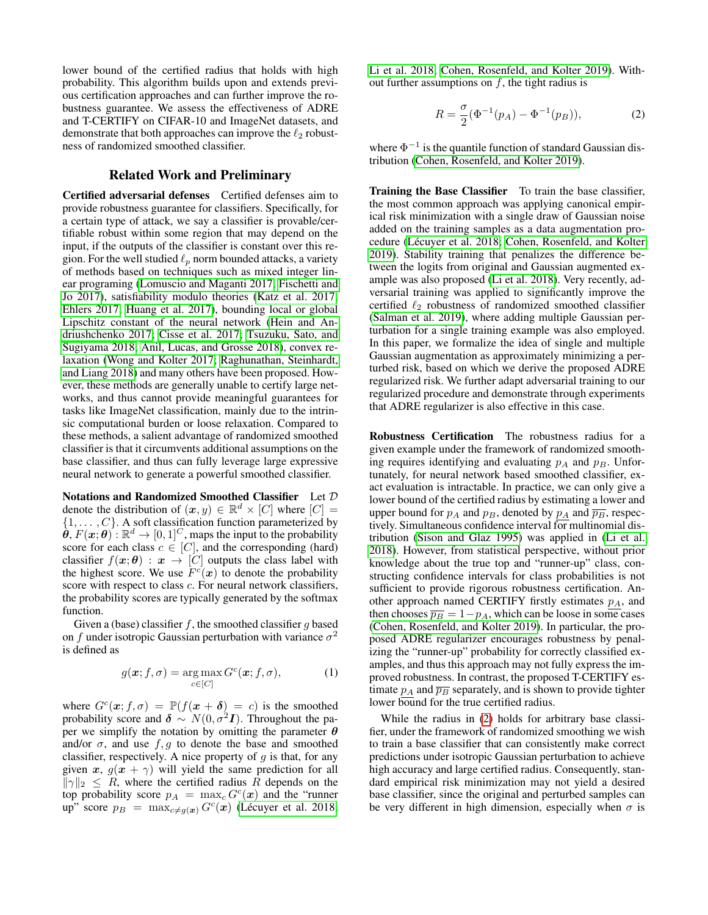lower bound of the certified radius that holds with high probability. This algorithm builds upon and extends previous certification approaches and can further improve the robustness guarantee. We assess the effectiveness of ADRE and T-CERTIFY on CIFAR-10 and ImageNet datasets, and demonstrate that both approaches can improve the $\ell_2$ robustness of randomized smoothed classifier.

## Related Work and Preliminary

**Certified adversarial defenses** Certified defenses aim to provide robustness guarantee for classifiers. Specifically, for a certain type of attack, we say a classifier is provable/certifiable robust within some region that may depend on the input, if the outputs of the classifier is constant over this region. For the well studied $\ell_p$ norm bounded attacks, a variety of methods based on techniques such as mixed integer linear programing (Lomuscio and Maganti 2017; Fischetti and Jo 2017), satisfiability modulo theories (Katz et al. 2017; Ehlers 2017; Huang et al. 2017), bounding local or global Lipschitz constant of the neural network (Hein and Andriushchenko 2017; Cisse et al. 2017; Tsuzuku, Sato, and Sugiyama 2018; Anil, Lucas, and Grosse 2018), convex relaxation (Wong and Kolter 2017; Raghunathan, Steinhardt, and Liang 2018) and many others have been proposed. However, these methods are generally unable to certify large networks, and thus cannot provide meaningful guarantees for tasks like ImageNet classification, mainly due to the intrinsic computational burden or loose relaxation. Compared to these methods, a salient advantage of randomized smoothed classifier is that it circumvents additional assumptions on the base classifier, and thus can fully leverage large expressive neural network to generate a powerful smoothed classifier.

**Notations and Randomized Smoothed Classifier** Let $\mathcal{D}$ denote the distribution of $(\boldsymbol{x}, y) \in \mathbb{R}^d \times [C]$ where $[C] = \{1, \ldots, C\}$. A soft classification function parameterized by $\boldsymbol{\theta}$, $F(\boldsymbol{x}; \boldsymbol{\theta}) : \mathbb{R}^d \to [0,1]^C$, maps the input to the probability score for each class $c \in [C]$, and the corresponding (hard) classifier $f(\boldsymbol{x}; \boldsymbol{\theta}) : \boldsymbol{x} \to [C]$ outputs the class label with the highest score. We use $F^c(\boldsymbol{x})$ to denote the probability score with respect to class $c$. For neural network classifiers, the probability scores are typically generated by the softmax function.

Given a (base) classifier $f$, the smoothed classifier $g$ based on $f$ under isotropic Gaussian perturbation with variance $\sigma^2$ is defined as

$$g(\boldsymbol{x}; f, \sigma) = \underset{c \in [C]}{\arg\max}\, G^c(\boldsymbol{x}; f, \sigma), \tag{1}$$

where $G^c(\boldsymbol{x}; f, \sigma) = \mathbb{P}(f(\boldsymbol{x} + \boldsymbol{\delta}) = c)$ is the smoothed probability score and $\boldsymbol{\delta} \sim N(0, \sigma^2 \boldsymbol{I})$. Throughout the paper we simplify the notation by omitting the parameter $\boldsymbol{\theta}$ and/or $\sigma$, and use $f, g$ to denote the base and smoothed classifier, respectively. A nice property of $g$ is that, for any given $\boldsymbol{x}$, $g(\boldsymbol{x} + \gamma)$ will yield the same prediction for all $\|\gamma\|_2 \leq R$, where the certified radius $R$ depends on the top probability score $p_A = \max_c G^c(\boldsymbol{x})$ and the "runner up" score $p_B = \max_{c \neq g(\boldsymbol{x})} G^c(\boldsymbol{x})$ (Lécuyer et al. 2018; Li et al. 2018; Cohen, Rosenfeld, and Kolter 2019). Without further assumptions on $f$, the tight radius is

$$R = \frac{\sigma}{2}(\Phi^{-1}(p_A) - \Phi^{-1}(p_B)), \tag{2}$$

where $\Phi^{-1}$ is the quantile function of standard Gaussian distribution (Cohen, Rosenfeld, and Kolter 2019).

**Training the Base Classifier** To train the base classifier, the most common approach was applying canonical empirical risk minimization with a single draw of Gaussian noise added on the training samples as a data augmentation procedure (Lécuyer et al. 2018; Cohen, Rosenfeld, and Kolter 2019). Stability training that penalizes the difference between the logits from original and Gaussian augmented example was also proposed (Li et al. 2018). Very recently, adversarial training was applied to significantly improve the certified $\ell_2$ robustness of randomized smoothed classifier (Salman et al. 2019), where adding multiple Gaussian perturbation for a single training example was also employed. In this paper, we formalize the idea of single and multiple Gaussian augmentation as approximately minimizing a perturbed risk, based on which we derive the proposed ADRE regularized risk. We further adapt adversarial training to our regularized procedure and demonstrate through experiments that ADRE regularizer is also effective in this case.

**Robustness Certification** The robustness radius for a given example under the framework of randomized smoothing requires identifying and evaluating $p_A$ and $p_B$. Unfortunately, for neural network based smoothed classifier, exact evaluation is intractable. In practice, we can only give a lower bound of the certified radius by estimating a lower and upper bound for $p_A$ and $p_B$, denoted by $\underline{p_A}$ and $\overline{p_B}$, respectively. Simultaneous confidence interval for multinomial distribution (Sison and Glaz 1995) was applied in (Li et al. 2018). However, from statistical perspective, without prior knowledge about the true top and "runner-up" class, constructing confidence intervals for class probabilities is not sufficient to provide rigorous robustness certification. Another approach named CERTIFY firstly estimates $\underline{p_A}$, and then chooses $\overline{p_B} = 1 - \underline{p_A}$, which can be loose in some cases (Cohen, Rosenfeld, and Kolter 2019). In particular, the proposed ADRE regularizer encourages robustness by penalizing the "runner-up" probability for correctly classified examples, and thus this approach may not fully express the improved robustness. In contrast, the proposed T-CERTIFY estimate $\underline{p_A}$ and $\overline{p_B}$ separately, and is shown to provide tighter lower bound for the true certified radius.

While the radius in (2) holds for arbitrary base classifier, under the framework of randomized smoothing we wish to train a base classifier that can consistently make correct predictions under isotropic Gaussian perturbation to achieve high accuracy and large certified radius. Consequently, standard empirical risk minimization may not yield a desired base classifier, since the original and perturbed samples can be very different in high dimension, especially when $\sigma$ is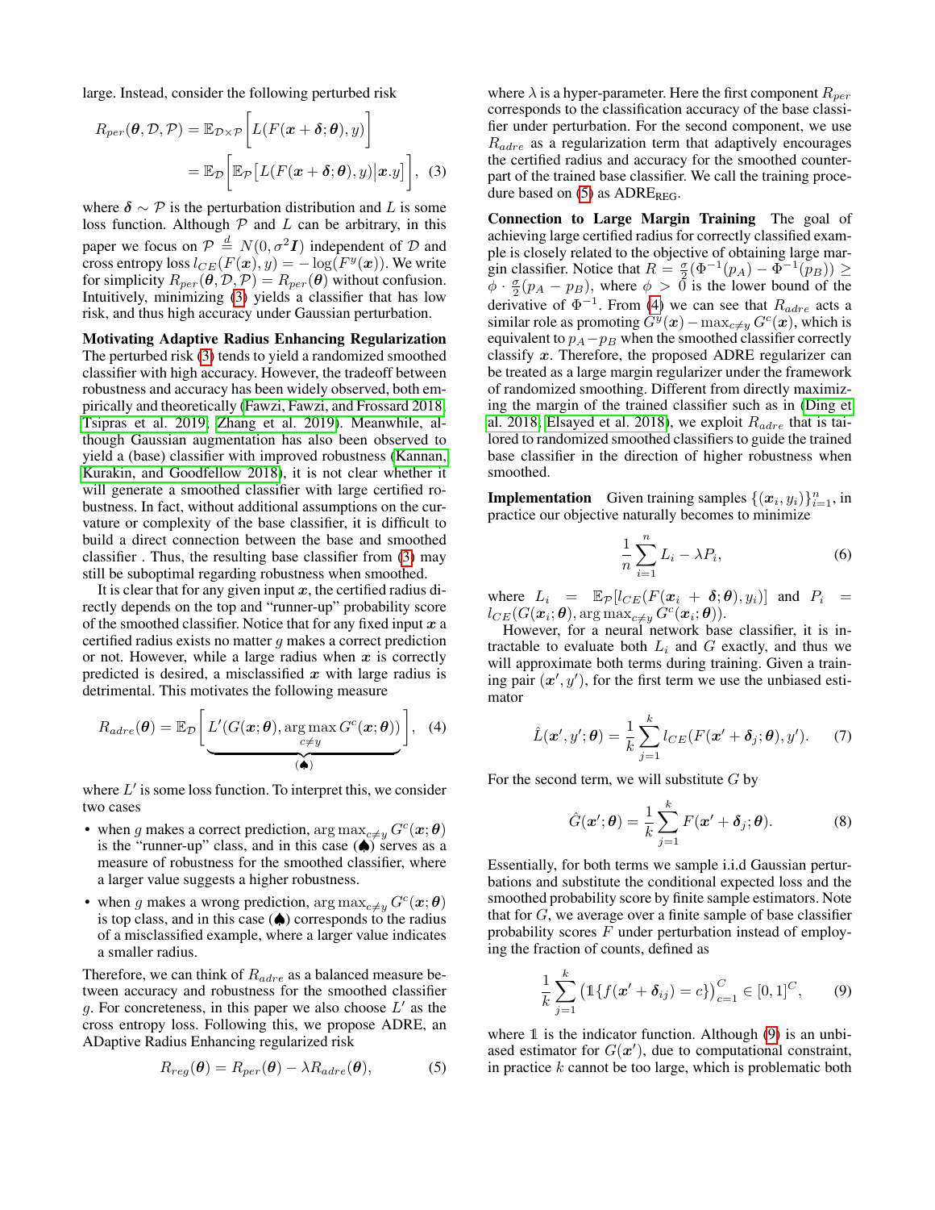large. Instead, consider the following perturbed risk

$$
\begin{aligned}
R_{per}(\boldsymbol{\theta}, \mathcal{D}, \mathcal{P}) &= \mathbb{E}_{\mathcal{D}\times\mathcal{P}}\bigg[L(F(\boldsymbol{x}+\boldsymbol{\delta};\boldsymbol{\theta}), y)\bigg] \\
&= \mathbb{E}_{\mathcal{D}}\bigg[\mathbb{E}_{\mathcal{P}}\big[L(F(\boldsymbol{x}+\boldsymbol{\delta};\boldsymbol{\theta}), y)\big|\boldsymbol{x}.y\big]\bigg], \quad (3)
\end{aligned}
$$

where $\boldsymbol{\delta} \sim \mathcal{P}$ is the perturbation distribution and $L$ is some loss function. Although $\mathcal{P}$ and $L$ can be arbitrary, in this paper we focus on $\mathcal{P} \overset{d}{=} N(0, \sigma^2\boldsymbol{I})$ independent of $\mathcal{D}$ and cross entropy loss $l_{CE}(F(\boldsymbol{x}), y) = -\log(F^y(\boldsymbol{x}))$. We write for simplicity $R_{per}(\boldsymbol{\theta}, \mathcal{D}, \mathcal{P}) = R_{per}(\boldsymbol{\theta})$ without confusion. Intuitively, minimizing (3) yields a classifier that has low risk, and thus high accuracy under Gaussian perturbation.

**Motivating Adaptive Radius Enhancing Regularization** The perturbed risk (3) tends to yield a randomized smoothed classifier with high accuracy. However, the tradeoff between robustness and accuracy has been widely observed, both empirically and theoretically (Fawzi, Fawzi, and Frossard 2018; Tsipras et al. 2019; Zhang et al. 2019). Meanwhile, although Gaussian augmentation has also been observed to yield a (base) classifier with improved robustness (Kannan, Kurakin, and Goodfellow 2018), it is not clear whether it will generate a smoothed classifier with large certified robustness. In fact, without additional assumptions on the curvature or complexity of the base classifier, it is difficult to build a direct connection between the base and smoothed classifier . Thus, the resulting base classifier from (3) may still be suboptimal regarding robustness when smoothed.

It is clear that for any given input $\boldsymbol{x}$, the certified radius directly depends on the top and "runner-up" probability score of the smoothed classifier. Notice that for any fixed input $\boldsymbol{x}$ a certified radius exists no matter $g$ makes a correct prediction or not. However, while a large radius when $\boldsymbol{x}$ is correctly predicted is desired, a misclassified $\boldsymbol{x}$ with large radius is detrimental. This motivates the following measure

$$
R_{adre}(\boldsymbol{\theta}) = \mathbb{E}_{\mathcal{D}}\Bigg[\underbrace{L'(G(\boldsymbol{x};\boldsymbol{\theta}), \arg\max_{c\neq y} G^c(\boldsymbol{x};\boldsymbol{\theta}))}_{(\spadesuit)}\Bigg], \quad (4)
$$

where $L'$ is some loss function. To interpret this, we consider two cases

- when $g$ makes a correct prediction, $\arg\max_{c\neq y} G^c(\boldsymbol{x};\boldsymbol{\theta})$ is the "runner-up" class, and in this case ($\spadesuit$) serves as a measure of robustness for the smoothed classifier, where a larger value suggests a higher robustness.
- when $g$ makes a wrong prediction, $\arg\max_{c\neq y} G^c(\boldsymbol{x};\boldsymbol{\theta})$ is top class, and in this case ($\spadesuit$) corresponds to the radius of a misclassified example, where a larger value indicates a smaller radius.

Therefore, we can think of $R_{adre}$ as a balanced measure between accuracy and robustness for the smoothed classifier $g$. For concreteness, in this paper we also choose $L'$ as the cross entropy loss. Following this, we propose ADRE, an ADaptive Radius Enhancing regularized risk

$$
R_{reg}(\boldsymbol{\theta}) = R_{per}(\boldsymbol{\theta}) - \lambda R_{adre}(\boldsymbol{\theta}), \quad (5)
$$

where $\lambda$ is a hyper-parameter. Here the first component $R_{per}$ corresponds to the classification accuracy of the base classifier under perturbation. For the second component, we use $R_{adre}$ as a regularization term that adaptively encourages the certified radius and accuracy for the smoothed counterpart of the trained base classifier. We call the training procedure based on (5) as ADRE$_{\text{REG}}$.

**Connection to Large Margin Training** The goal of achieving large certified radius for correctly classified example is closely related to the objective of obtaining large margin classifier. Notice that $R = \frac{\sigma}{2}(\Phi^{-1}(p_A) - \Phi^{-1}(p_B)) \geq \phi \cdot \frac{\sigma}{2}(p_A - p_B)$, where $\phi > 0$ is the lower bound of the derivative of $\Phi^{-1}$. From (4) we can see that $R_{adre}$ acts a similar role as promoting $G^y(\boldsymbol{x}) - \max_{c\neq y} G^c(\boldsymbol{x})$, which is equivalent to $p_A - p_B$ when the smoothed classifier correctly classify $\boldsymbol{x}$. Therefore, the proposed ADRE regularizer can be treated as a large margin regularizer under the framework of randomized smoothing. Different from directly maximizing the margin of the trained classifier such as in (Ding et al. 2018; Elsayed et al. 2018), we exploit $R_{adre}$ that is tailored to randomized smoothed classifiers to guide the trained base classifier in the direction of higher robustness when smoothed.

**Implementation** Given training samples $\{(\boldsymbol{x}_i, y_i)\}_{i=1}^n$, in practice our objective naturally becomes to minimize

$$
\frac{1}{n}\sum_{i=1}^{n} L_i - \lambda P_i, \quad (6)
$$

where $L_i = \mathbb{E}_{\mathcal{P}}[l_{CE}(F(\boldsymbol{x}_i + \boldsymbol{\delta};\boldsymbol{\theta}), y_i)]$ and $P_i = l_{CE}(G(\boldsymbol{x}_i;\boldsymbol{\theta}), \arg\max_{c\neq y} G^c(\boldsymbol{x}_i;\boldsymbol{\theta}))$.

However, for a neural network base classifier, it is intractable to evaluate both $L_i$ and $G$ exactly, and thus we will approximate both terms during training. Given a training pair $(\boldsymbol{x}', y')$, for the first term we use the unbiased estimator

$$
\hat{L}(\boldsymbol{x}', y';\boldsymbol{\theta}) = \frac{1}{k}\sum_{j=1}^{k} l_{CE}(F(\boldsymbol{x}' + \boldsymbol{\delta}_j;\boldsymbol{\theta}), y'). \quad (7)
$$

For the second term, we will substitute $G$ by

$$
\hat{G}(\boldsymbol{x}';\boldsymbol{\theta}) = \frac{1}{k}\sum_{j=1}^{k} F(\boldsymbol{x}' + \boldsymbol{\delta}_j;\boldsymbol{\theta}). \quad (8)
$$

Essentially, for both terms we sample i.i.d Gaussian perturbations and substitute the conditional expected loss and the smoothed probability score by finite sample estimators. Note that for $G$, we average over a finite sample of base classifier probability scores $F$ under perturbation instead of employing the fraction of counts, defined as

$$
\frac{1}{k}\sum_{j=1}^{k}\left(\mathbb{1}\{f(\boldsymbol{x}' + \boldsymbol{\delta}_{ij}) = c\}\right)_{c=1}^{C} \in [0,1]^C, \quad (9)
$$

where $\mathbb{1}$ is the indicator function. Although (9) is an unbiased estimator for $G(\boldsymbol{x}')$, due to computational constraint, in practice $k$ cannot be too large, which is problematic both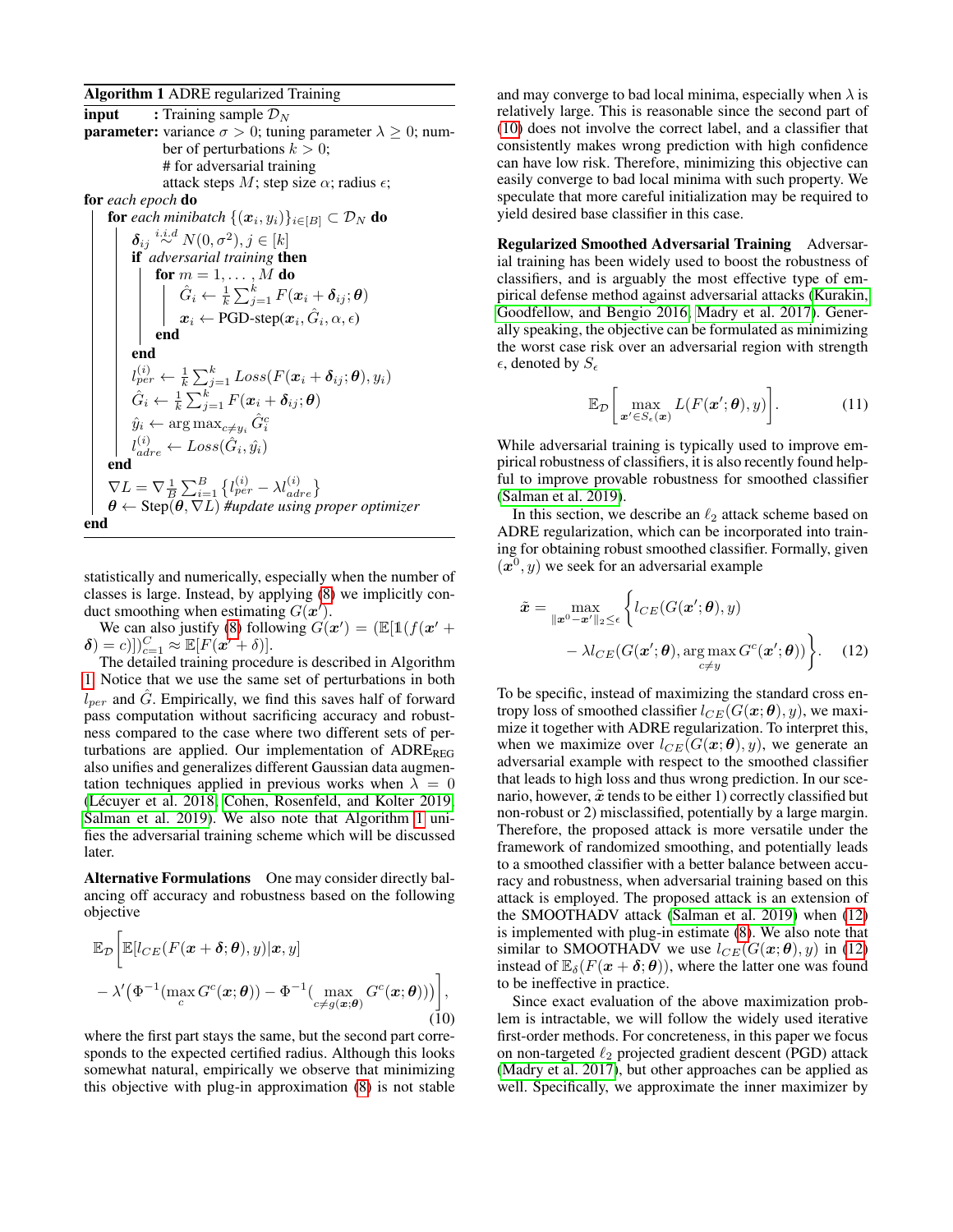**Algorithm 1** ADRE regularized Training

```
input       : Training sample D_N
parameter: variance σ > 0; tuning parameter λ ≥ 0; number of perturbations k > 0;
             # for adversarial training
             attack steps M; step size α; radius ε;
for each epoch do
    for each minibatch {(x_i, y_i)}_{i∈[B]} ⊂ D_N do
        δ_ij ~i.i.d N(0, σ²), j ∈ [k]
        if adversarial training then
            for m = 1, ..., M do
                Ĝ_i ← (1/k) Σ_{j=1}^k F(x_i + δ_ij; θ)
                x_i ← PGD-step(x_i, Ĝ_i, α, ε)
            end
        end
        l_per^(i) ← (1/k) Σ_{j=1}^k Loss(F(x_i + δ_ij; θ), y_i)
        Ĝ_i ← (1/k) Σ_{j=1}^k F(x_i + δ_ij; θ)
        ŷ_i ← arg max_{c≠y_i} Ĝ_i^c
        l_adre^(i) ← Loss(Ĝ_i, ŷ_i)
    end
    ∇L = ∇ (1/B) Σ_{i=1}^B { l_per^(i) − λ l_adre^(i) }
    θ ← Step(θ, ∇L) #update using proper optimizer
end
```

statistically and numerically, especially when the number of classes is large. Instead, by applying (8) we implicitly conduct smoothing when estimating $G(\boldsymbol{x}')$.

We can also justify (8) following $G(\boldsymbol{x}') = (\mathbb{E}[\mathbb{1}(f(\boldsymbol{x}' + \boldsymbol{\delta}) = c)])_{c=1}^{C} \approx \mathbb{E}[F(\boldsymbol{x}' + \delta)]$.

The detailed training procedure is described in Algorithm 1. Notice that we use the same set of perturbations in both $l_{per}$ and $\hat{G}$. Empirically, we find this saves half of forward pass computation without sacrificing accuracy and robustness compared to the case where two different sets of perturbations are applied. Our implementation of ADRE$_{\text{REG}}$ also unifies and generalizes different Gaussian data augmentation techniques applied in previous works when $\lambda = 0$ (Lécuyer et al. 2018; Cohen, Rosenfeld, and Kolter 2019; Salman et al. 2019). We also note that Algorithm 1 unifies the adversarial training scheme which will be discussed later.

**Alternative Formulations** One may consider directly balancing off accuracy and robustness based on the following objective

$$\mathbb{E}_{\mathcal{D}}\Bigg[\mathbb{E}[l_{CE}(F(\boldsymbol{x}+\boldsymbol{\delta};\boldsymbol{\theta}),y)|\boldsymbol{x},y] - \lambda'\big(\Phi^{-1}(\max_c G^c(\boldsymbol{x};\boldsymbol{\theta})) - \Phi^{-1}(\max_{c\neq g(\boldsymbol{x};\boldsymbol{\theta})} G^c(\boldsymbol{x};\boldsymbol{\theta}))\big)\Bigg], \tag{10}$$

where the first part stays the same, but the second part corresponds to the expected certified radius. Although this looks somewhat natural, empirically we observe that minimizing this objective with plug-in approximation (8) is not stable and may converge to bad local minima, especially when $\lambda$ is relatively large. This is reasonable since the second part of (10) does not involve the correct label, and a classifier that consistently makes wrong prediction with high confidence can have low risk. Therefore, minimizing this objective can easily converge to bad local minima with such property. We speculate that more careful initialization may be required to yield desired base classifier in this case.

**Regularized Smoothed Adversarial Training** Adversarial training has been widely used to boost the robustness of classifiers, and is arguably the most effective type of empirical defense method against adversarial attacks (Kurakin, Goodfellow, and Bengio 2016; Madry et al. 2017). Generally speaking, the objective can be formulated as minimizing the worst case risk over an adversarial region with strength $\epsilon$, denoted by $S_\epsilon$

$$\mathbb{E}_{\mathcal{D}}\left[\max_{\boldsymbol{x}'\in S_\epsilon(\boldsymbol{x})} L(F(\boldsymbol{x}';\boldsymbol{\theta}),y)\right]. \tag{11}$$

While adversarial training is typically used to improve empirical robustness of classifiers, it is also recently found helpful to improve provable robustness for smoothed classifier (Salman et al. 2019).

In this section, we describe an $\ell_2$ attack scheme based on ADRE regularization, which can be incorporated into training for obtaining robust smoothed classifier. Formally, given $(\boldsymbol{x}^0, y)$ we seek for an adversarial example

$$\tilde{\boldsymbol{x}} = \max_{\|\boldsymbol{x}^0-\boldsymbol{x}'\|_2\leq\epsilon}\Big\{l_{CE}(G(\boldsymbol{x}';\boldsymbol{\theta}),y) - \lambda l_{CE}(G(\boldsymbol{x}';\boldsymbol{\theta}),\arg\max_{c\neq y} G^c(\boldsymbol{x}';\boldsymbol{\theta}))\Big\}. \tag{12}$$

To be specific, instead of maximizing the standard cross entropy loss of smoothed classifier $l_{CE}(G(\boldsymbol{x};\boldsymbol{\theta}),y)$, we maximize it together with ADRE regularization. To interpret this, when we maximize over $l_{CE}(G(\boldsymbol{x};\boldsymbol{\theta}),y)$, we generate an adversarial example with respect to the smoothed classifier that leads to high loss and thus wrong prediction. In our scenario, however, $\tilde{\boldsymbol{x}}$ tends to be either 1) correctly classified but non-robust or 2) misclassified, potentially by a large margin. Therefore, the proposed attack is more versatile under the framework of randomized smoothing, and potentially leads to a smoothed classifier with a better balance between accuracy and robustness, when adversarial training based on this attack is employed. The proposed attack is an extension of the SMOOTHADV attack (Salman et al. 2019) when (12) is implemented with plug-in estimate (8). We also note that similar to SMOOTHADV we use $l_{CE}(G(\boldsymbol{x};\boldsymbol{\theta}),y)$ in (12) instead of $\mathbb{E}_\delta(F(\boldsymbol{x}+\boldsymbol{\delta};\boldsymbol{\theta}))$, where the latter one was found to be ineffective in practice.

Since exact evaluation of the above maximization problem is intractable, we will follow the widely used iterative first-order methods. For concreteness, in this paper we focus on non-targeted $\ell_2$ projected gradient descent (PGD) attack (Madry et al. 2017), but other approaches can be applied as well. Specifically, we approximate the inner maximizer by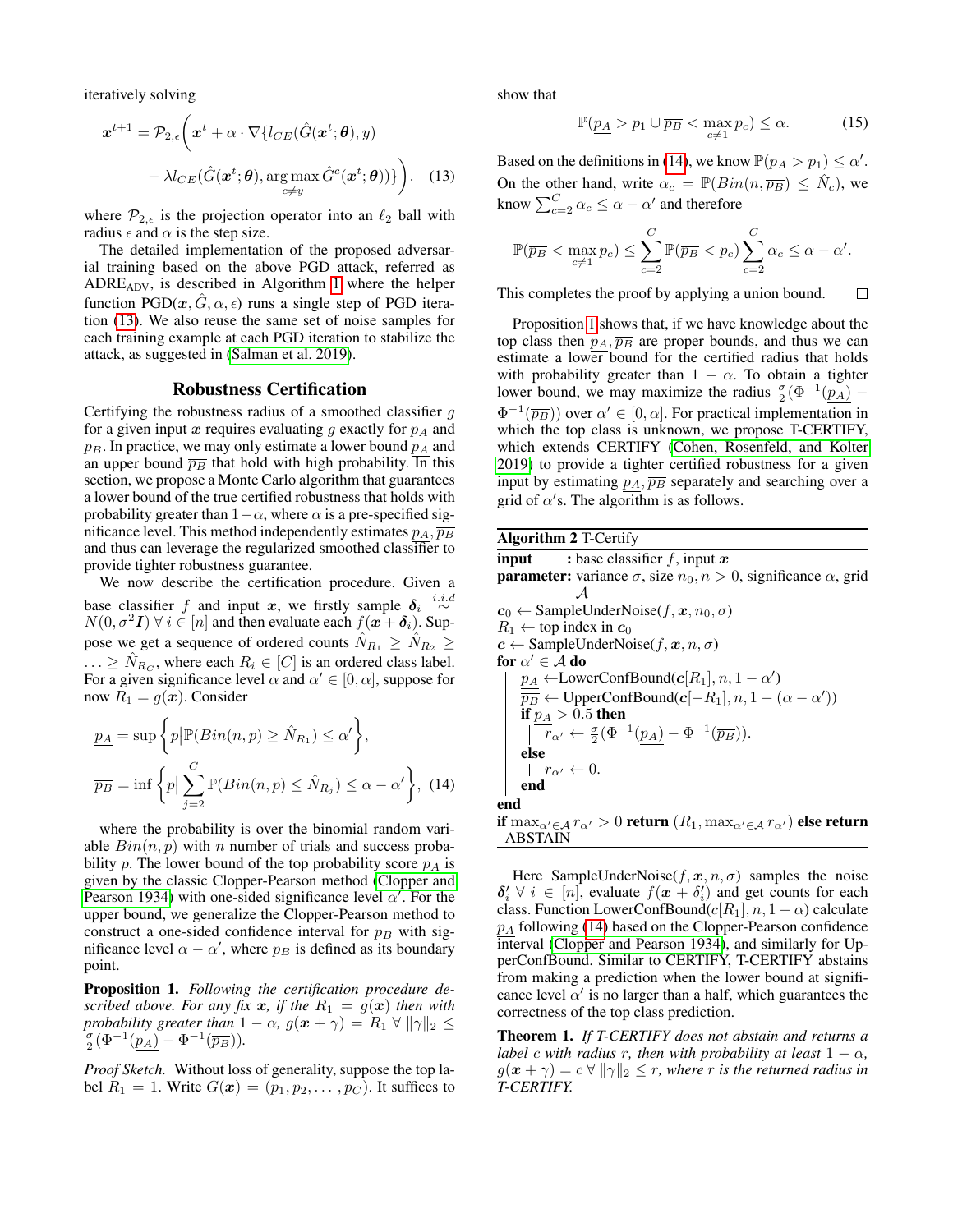iteratively solving

$$\boldsymbol{x}^{t+1} = \mathcal{P}_{2,\epsilon}\Bigg(\boldsymbol{x}^t + \alpha \cdot \nabla\{l_{CE}(\hat{G}(\boldsymbol{x}^t;\boldsymbol{\theta}), y) - \lambda l_{CE}(\hat{G}(\boldsymbol{x}^t;\boldsymbol{\theta}), \arg\max_{c \neq y} \hat{G}^c(\boldsymbol{x}^t;\boldsymbol{\theta}))\}\Bigg). \quad (13)$$

where $\mathcal{P}_{2,\epsilon}$ is the projection operator into an $\ell_2$ ball with radius $\epsilon$ and $\alpha$ is the step size.

The detailed implementation of the proposed adversarial training based on the above PGD attack, referred as $\text{ADRE}_{\text{ADV}}$, is described in Algorithm 1 where the helper function PGD($\boldsymbol{x}, \hat{G}, \alpha, \epsilon$) runs a single step of PGD iteration (13). We also reuse the same set of noise samples for each training example at each PGD iteration to stabilize the attack, as suggested in (Salman et al. 2019).

## Robustness Certification

Certifying the robustness radius of a smoothed classifier $g$ for a given input $\boldsymbol{x}$ requires evaluating $g$ exactly for $p_A$ and $p_B$. In practice, we may only estimate a lower bound $\underline{p_A}$ and an upper bound $\overline{p_B}$ that hold with high probability. In this section, we propose a Monte Carlo algorithm that guarantees a lower bound of the true certified robustness that holds with probability greater than $1-\alpha$, where $\alpha$ is a pre-specified significance level. This method independently estimates $\underline{p_A}, \overline{p_B}$ and thus can leverage the regularized smoothed classifier to provide tighter robustness guarantee.

We now describe the certification procedure. Given a base classifier $f$ and input $\boldsymbol{x}$, we firstly sample $\boldsymbol{\delta}_i \overset{i.i.d}{\sim} N(0, \sigma^2\boldsymbol{I}) \; \forall \, i \in [n]$ and then evaluate each $f(\boldsymbol{x}+\boldsymbol{\delta}_i)$. Suppose we get a sequence of ordered counts $\hat{N}_{R_1} \geq \hat{N}_{R_2} \geq \ldots \geq \hat{N}_{R_C}$, where each $R_i \in [C]$ is an ordered class label. For a given significance level $\alpha$ and $\alpha' \in [0, \alpha]$, suppose for now $R_1 = g(\boldsymbol{x})$. Consider

$$\underline{p_A} = \sup\left\{p \middle| \mathbb{P}(Bin(n,p) \geq \hat{N}_{R_1}) \leq \alpha'\right\},$$
$$\overline{p_B} = \inf\left\{p \middle| \sum_{j=2}^{C} \mathbb{P}(Bin(n,p) \leq \hat{N}_{R_j}) \leq \alpha - \alpha'\right\}, \quad (14)$$

where the probability is over the binomial random variable $Bin(n,p)$ with $n$ number of trials and success probability $p$. The lower bound of the top probability score $p_A$ is given by the classic Clopper-Pearson method (Clopper and Pearson 1934) with one-sided significance level $\alpha'$. For the upper bound, we generalize the Clopper-Pearson method to construct a one-sided confidence interval for $p_B$ with significance level $\alpha - \alpha'$, where $\overline{p_B}$ is defined as its boundary point.

**Proposition 1.** *Following the certification procedure described above. For any fix $\boldsymbol{x}$, if the $R_1 = g(\boldsymbol{x})$ then with probability greater than $1-\alpha$, $g(\boldsymbol{x}+\gamma) = R_1 \; \forall \, \|\gamma\|_2 \leq \frac{\sigma}{2}(\Phi^{-1}(\underline{p_A}) - \Phi^{-1}(\overline{p_B}))$.*

*Proof Sketch.* Without loss of generality, suppose the top label $R_1 = 1$. Write $G(\boldsymbol{x}) = (p_1, p_2, \ldots, p_C)$. It suffices to show that

$$\mathbb{P}(\underline{p_A} > p_1 \cup \overline{p_B} < \max_{c \neq 1} p_c) \leq \alpha. \quad (15)$$

Based on the definitions in (14), we know $\mathbb{P}(\underline{p_A} > p_1) \leq \alpha'$. On the other hand, write $\alpha_c = \mathbb{P}(Bin(n, \overline{p_B}) \leq \hat{N}_c)$, we know $\sum_{c=2}^{C} \alpha_c \leq \alpha - \alpha'$ and therefore

$$\mathbb{P}(\overline{p_B} < \max_{c \neq 1} p_c) \leq \sum_{c=2}^{C} \mathbb{P}(\overline{p_B} < p_c) \sum_{c=2}^{C} \alpha_c \leq \alpha - \alpha'.$$

This completes the proof by applying a union bound. □

Proposition 1 shows that, if we have knowledge about the top class then $\underline{p_A}, \overline{p_B}$ are proper bounds, and thus we can estimate a lower bound for the certified radius that holds with probability greater than $1-\alpha$. To obtain a tighter lower bound, we may maximize the radius $\frac{\sigma}{2}(\Phi^{-1}(\underline{p_A}) - \Phi^{-1}(\overline{p_B}))$ over $\alpha' \in [0, \alpha]$. For practical implementation in which the top class is unknown, we propose T-CERTIFY, which extends CERTIFY (Cohen, Rosenfeld, and Kolter 2019) to provide a tighter certified robustness for a given input by estimating $\underline{p_A}, \overline{p_B}$ separately and searching over a grid of $\alpha'$s. The algorithm is as follows.

**Algorithm 2** T-Certify

```
input      : base classifier f, input x
parameter: variance σ, size n_0, n > 0, significance α, grid 𝒜
c_0 ← SampleUnderNoise(f, x, n_0, σ)
R_1 ← top index in c_0
c ← SampleUnderNoise(f, x, n, σ)
for α' ∈ 𝒜 do
    p_A ← LowerConfBound(c[R_1], n, 1 − α')
    p_B ← UpperConfBound(c[−R_1], n, 1 − (α − α'))
    if p_A > 0.5 then
        r_α' ← (σ/2)(Φ^{-1}(p_A) − Φ^{-1}(p_B)).
    else
        r_α' ← 0.
    end
end
if max_{α'∈𝒜} r_α' > 0 return (R_1, max_{α'∈𝒜} r_α') else return ABSTAIN
```

Here SampleUnderNoise($f, \boldsymbol{x}, n, \sigma$) samples the noise $\boldsymbol{\delta}'_i \; \forall \, i \in [n]$, evaluate $f(\boldsymbol{x}+\delta'_i)$ and get counts for each class. Function LowerConfBound($c[R_1], n, 1-\alpha$) calculate $\underline{p_A}$ following (14) based on the Clopper-Pearson confidence interval (Clopper and Pearson 1934), and similarly for UpperConfBound. Similar to CERTIFY, T-CERTIFY abstains from making a prediction when the lower bound at significance level $\alpha'$ is no larger than a half, which guarantees the correctness of the top class prediction.

**Theorem 1.** *If T-CERTIFY does not abstain and returns a label $c$ with radius $r$, then with probability at least $1-\alpha$, $g(\boldsymbol{x}+\gamma) = c \; \forall \, \|\gamma\|_2 \leq r$, where $r$ is the returned radius in T-CERTIFY.*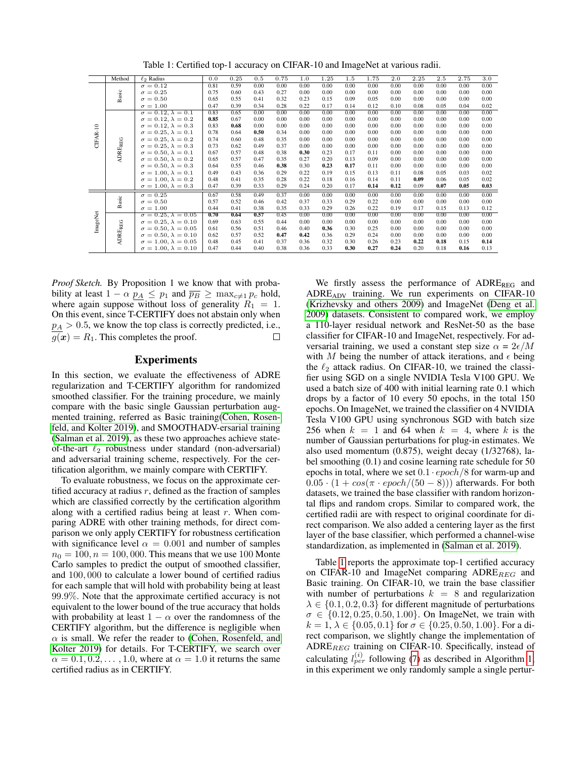Table 1: Certified top-1 accuracy on CIFAR-10 and ImageNet at various radii.

| | Method | $\ell_2$ Radius | 0.0 | 0.25 | 0.5 | 0.75 | 1.0 | 1.25 | 1.5 | 1.75 | 2.0 | 2.25 | 2.5 | 2.75 | 3.0 |
|---|---|---|---|---|---|---|---|---|---|---|---|---|---|---|---|
| CIFAR-10 | Basic | $\sigma = 0.12$ | 0.81 | 0.59 | 0.00 | 0.00 | 0.00 | 0.00 | 0.00 | 0.00 | 0.00 | 0.00 | 0.00 | 0.00 | 0.00 |
| | | $\sigma = 0.25$ | 0.75 | 0.60 | 0.43 | 0.27 | 0.00 | 0.00 | 0.00 | 0.00 | 0.00 | 0.00 | 0.00 | 0.00 | 0.00 |
| | | $\sigma = 0.50$ | 0.65 | 0.55 | 0.41 | 0.32 | 0.23 | 0.15 | 0.09 | 0.05 | 0.00 | 0.00 | 0.00 | 0.00 | 0.00 |
| | | $\sigma = 1.00$ | 0.47 | 0.39 | 0.34 | 0.28 | 0.22 | 0.17 | 0.14 | 0.12 | 0.10 | 0.08 | 0.05 | 0.04 | 0.02 |
| | $\text{ADRE}_{\text{REG}}$ | $\sigma = 0.12, \lambda = 0.1$ | 0.83 | 0.65 | 0.00 | 0.00 | 0.00 | 0.00 | 0.00 | 0.00 | 0.00 | 0.00 | 0.00 | 0.00 | 0.00 |
| | | $\sigma = 0.12, \lambda = 0.2$ | **0.85** | 0.67 | 0.00 | 0.00 | 0.00 | 0.00 | 0.00 | 0.00 | 0.00 | 0.00 | 0.00 | 0.00 | 0.00 |
| | | $\sigma = 0.12, \lambda = 0.3$ | 0.83 | **0.68** | 0.00 | 0.00 | 0.00 | 0.00 | 0.00 | 0.00 | 0.00 | 0.00 | 0.00 | 0.00 | 0.00 |
| | | $\sigma = 0.25, \lambda = 0.1$ | 0.78 | 0.64 | **0.50** | 0.34 | 0.00 | 0.00 | 0.00 | 0.00 | 0.00 | 0.00 | 0.00 | 0.00 | 0.00 |
| | | $\sigma = 0.25, \lambda = 0.2$ | 0.74 | 0.60 | 0.48 | 0.35 | 0.00 | 0.00 | 0.00 | 0.00 | 0.00 | 0.00 | 0.00 | 0.00 | 0.00 |
| | | $\sigma = 0.25, \lambda = 0.3$ | 0.73 | 0.62 | 0.49 | 0.37 | 0.00 | 0.00 | 0.00 | 0.00 | 0.00 | 0.00 | 0.00 | 0.00 | 0.00 |
| | | $\sigma = 0.50, \lambda = 0.1$ | 0.67 | 0.57 | 0.48 | 0.38 | **0.30** | 0.23 | 0.17 | 0.11 | 0.00 | 0.00 | 0.00 | 0.00 | 0.00 |
| | | $\sigma = 0.50, \lambda = 0.2$ | 0.65 | 0.57 | 0.47 | 0.35 | 0.27 | 0.20 | 0.13 | 0.09 | 0.00 | 0.00 | 0.00 | 0.00 | 0.00 |
| | | $\sigma = 0.50, \lambda = 0.3$ | 0.64 | 0.55 | 0.46 | **0.38** | 0.30 | **0.23** | **0.17** | 0.11 | 0.00 | 0.00 | 0.00 | 0.00 | 0.00 |
| | | $\sigma = 1.00, \lambda = 0.1$ | 0.49 | 0.43 | 0.36 | 0.29 | 0.22 | 0.19 | 0.15 | 0.13 | 0.11 | 0.08 | 0.05 | 0.03 | 0.02 |
| | | $\sigma = 1.00, \lambda = 0.2$ | 0.48 | 0.41 | 0.35 | 0.28 | 0.22 | 0.18 | 0.16 | 0.14 | 0.11 | **0.09** | 0.06 | 0.05 | 0.02 |
| | | $\sigma = 1.00, \lambda = 0.3$ | 0.47 | 0.39 | 0.33 | 0.29 | 0.24 | 0.20 | 0.17 | **0.14** | **0.12** | 0.09 | **0.07** | **0.05** | **0.03** |
| ImageNet | Basic | $\sigma = 0.25$ | 0.67 | 0.58 | 0.49 | 0.37 | 0.00 | 0.00 | 0.00 | 0.00 | 0.00 | 0.00 | 0.00 | 0.00 | 0.00 |
| | | $\sigma = 0.50$ | 0.57 | 0.52 | 0.46 | 0.42 | 0.37 | 0.33 | 0.29 | 0.22 | 0.00 | 0.00 | 0.00 | 0.00 | 0.00 |
| | | $\sigma = 1.00$ | 0.44 | 0.41 | 0.38 | 0.35 | 0.33 | 0.29 | 0.26 | 0.22 | 0.19 | 0.17 | 0.15 | 0.13 | 0.12 |
| | $\text{ADRE}_{\text{REG}}$ | $\sigma = 0.25, \lambda = 0.05$ | **0.70** | **0.64** | **0.57** | 0.45 | 0.00 | 0.00 | 0.00 | 0.00 | 0.00 | 0.00 | 0.00 | 0.00 | 0.00 |
| | | $\sigma = 0.25, \lambda = 0.10$ | 0.69 | 0.63 | 0.55 | 0.44 | 0.00 | 0.00 | 0.00 | 0.00 | 0.00 | 0.00 | 0.00 | 0.00 | 0.00 |
| | | $\sigma = 0.50, \lambda = 0.05$ | 0.61 | 0.56 | 0.51 | 0.46 | 0.40 | **0.36** | 0.30 | 0.25 | 0.00 | 0.00 | 0.00 | 0.00 | 0.00 |
| | | $\sigma = 0.50, \lambda = 0.10$ | 0.62 | 0.57 | 0.52 | **0.47** | **0.42** | 0.36 | 0.29 | 0.24 | 0.00 | 0.00 | 0.00 | 0.00 | 0.00 |
| | | $\sigma = 1.00, \lambda = 0.05$ | 0.48 | 0.45 | 0.41 | 0.37 | 0.36 | 0.32 | 0.30 | 0.26 | 0.23 | **0.22** | **0.18** | 0.15 | **0.14** |
| | | $\sigma = 1.00, \lambda = 0.10$ | 0.47 | 0.44 | 0.40 | 0.38 | 0.36 | 0.33 | **0.30** | **0.27** | **0.24** | 0.20 | 0.18 | **0.16** | 0.13 |

*Proof Sketch.* By Proposition 1 we know that with probability at least $1 - \alpha$ $\underline{p_A} \le p_1$ and $\overline{p_B} \ge \max_{c \neq 1} p_c$ hold, where again suppose without loss of generality $R_1 = 1$. On this event, since T-CERTIFY does not abstain only when $\underline{p_A} > 0.5$, we know the top class is correctly predicted, i.e., $g(\boldsymbol{x}) = R_1$. This completes the proof. ☐

## Experiments

In this section, we evaluate the effectiveness of ADRE regularization and T-CERTIFY algorithm for randomized smoothed classifier. For the training procedure, we mainly compare with the basic single Gaussian perturbation augmented training, referred as Basic training(Cohen, Rosenfeld, and Kolter 2019), and SMOOTHADV-ersarial training (Salman et al. 2019), as these two approaches achieve state-of-the-art $\ell_2$ robustness under standard (non-adversarial) and adversarial training scheme, respectively. For the certification algorithm, we mainly compare with CERTIFY.

To evaluate robustness, we focus on the approximate certified accuracy at radius $r$, defined as the fraction of samples which are classified correctly by the certification algorithm along with a certified radius being at least $r$. When comparing ADRE with other training methods, for direct comparison we only apply CERTIFY for robustness certification with significance level $\alpha = 0.001$ and number of samples $n_0 = 100, n = 100,000$. This means that we use 100 Monte Carlo samples to predict the output of smoothed classifier, and $100,000$ to calculate a lower bound of certified radius for each sample that will hold with probability being at least 99.9%. Note that the approximate certified accuracy is not equivalent to the lower bound of the true accuracy that holds with probability at least $1 - \alpha$ over the randomness of the CERTIFY algorithm, but the difference is negligible when $\alpha$ is small. We refer the reader to (Cohen, Rosenfeld, and Kolter 2019) for details. For T-CERTIFY, we search over $\alpha = 0.1, 0.2, \ldots, 1.0$, where at $\alpha = 1.0$ it returns the same certified radius as in CERTIFY.

We firstly assess the performance of $\text{ADRE}_{\text{REG}}$ and $\text{ADRE}_{\text{ADV}}$ training. We run experiments on CIFAR-10 (Krizhevsky and others 2009) and ImageNet (Deng et al. 2009) datasets. Consistent to compared work, we employ a 110-layer residual network and ResNet-50 as the base classifier for CIFAR-10 and ImageNet, respectively. For adversarial training, we used a constant step size $\alpha = 2\epsilon/M$ with $M$ being the number of attack iterations, and $\epsilon$ being the $\ell_2$ attack radius. On CIFAR-10, we trained the classifier using SGD on a single NVIDIA Tesla V100 GPU. We used a batch size of 400 with initial learning rate 0.1 which drops by a factor of 10 every 50 epochs, in the total 150 epochs. On ImageNet, we trained the classifier on 4 NVIDIA Tesla V100 GPU using synchronous SGD with batch size 256 when $k = 1$ and 64 when $k = 4$, where $k$ is the number of Gaussian perturbations for plug-in estimates. We also used momentum (0.875), weight decay (1/32768), label smoothing (0.1) and cosine learning rate schedule for 50 epochs in total, where we set $0.1 \cdot epoch/8$ for warm-up and $0.05 \cdot (1 + cos(\pi \cdot epoch/(50 - 8)))$ afterwards. For both datasets, we trained the base classifier with random horizontal flips and random crops. Similar to compared work, the certified radii are with respect to original coordinate for direct comparison. We also added a centering layer as the first layer of the base classifier, which performed a channel-wise standardization, as implemented in (Salman et al. 2019).

Table 1 reports the approximate top-1 certified accuracy on CIFAR-10 and ImageNet comparing $\text{ADRE}_{REG}$ and Basic training. On CIFAR-10, we train the base classifier with number of perturbations $k = 8$ and regularization $\lambda \in \{0.1, 0.2, 0.3\}$ for different magnitude of perturbations $\sigma \in \{0.12, 0.25, 0.50, 1.00\}$. On ImageNet, we train with $k = 1$, $\lambda \in \{0.05, 0.1\}$ for $\sigma \in \{0.25, 0.50, 1.00\}$. For a direct comparison, we slightly change the implementation of $\text{ADRE}_{REG}$ training on CIFAR-10. Specifically, instead of calculating $l_{per}^{(i)}$ following (7) as described in Algorithm 1, in this experiment we only randomly sample a single pertur-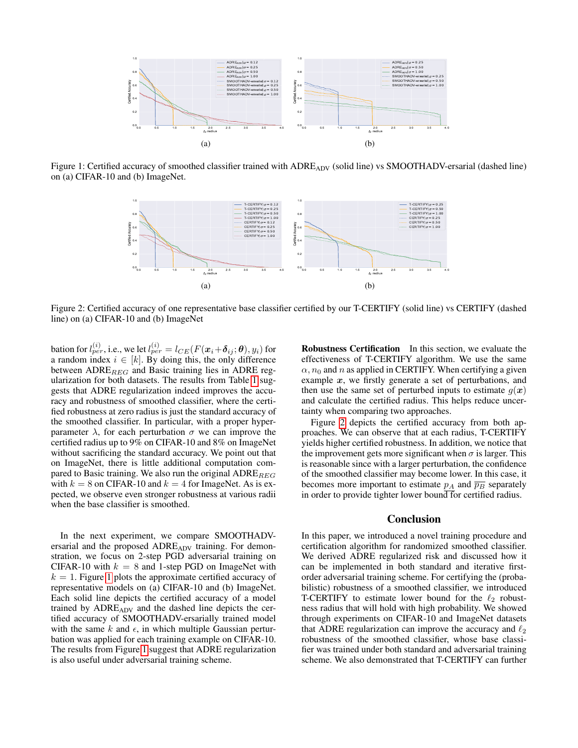Figure 1: Certified accuracy of smoothed classifier trained with $\text{ADRE}_{\text{ADV}}$ (solid line) vs SMOOTHADV-ersarial (dashed line) on (a) CIFAR-10 and (b) ImageNet.

Figure 2: Certified accuracy of one representative base classifier certified by our T-CERTIFY (solid line) vs CERTIFY (dashed line) on (a) CIFAR-10 and (b) ImageNet

bation for $l_{per}^{(i)}$, i.e., we let $l_{per}^{(i)} = l_{CE}(F(\boldsymbol{x}_i + \boldsymbol{\delta}_{ij}; \boldsymbol{\theta}), y_i)$ for a random index $i \in [k]$. By doing this, the only difference between $\text{ADRE}_{REG}$ and Basic training lies in ADRE regularization for both datasets. The results from Table 1 suggests that ADRE regularization indeed improves the accuracy and robustness of smoothed classifier, where the certified robustness at zero radius is just the standard accuracy of the smoothed classifier. In particular, with a proper hyperparameter $\lambda$, for each perturbation $\sigma$ we can improve the certified radius up to 9% on CIFAR-10 and 8% on ImageNet without sacrificing the standard accuracy. We point out that on ImageNet, there is little additional computation compared to Basic training. We also run the original $\text{ADRE}_{REG}$ with $k = 8$ on CIFAR-10 and $k = 4$ for ImageNet. As is expected, we observe even stronger robustness at various radii when the base classifier is smoothed.

In the next experiment, we compare SMOOTHADV-ersarial and the proposed $\text{ADRE}_{\text{ADV}}$ training. For demonstration, we focus on 2-step PGD adversarial training on CIFAR-10 with $k = 8$ and 1-step PGD on ImageNet with $k = 1$. Figure 1 plots the approximate certified accuracy of representative models on (a) CIFAR-10 and (b) ImageNet. Each solid line depicts the certified accuracy of a model trained by $\text{ADRE}_{\text{ADV}}$ and the dashed line depicts the certified accuracy of SMOOTHADV-ersarially trained model with the same $k$ and $\epsilon$, in which multiple Gaussian perturbation was applied for each training example on CIFAR-10. The results from Figure 1 suggest that ADRE regularization is also useful under adversarial training scheme.

**Robustness Certification** In this section, we evaluate the effectiveness of T-CERTIFY algorithm. We use the same $\alpha, n_0$ and $n$ as applied in CERTIFY. When certifying a given example $\boldsymbol{x}$, we firstly generate a set of perturbations, and then use the same set of perturbed inputs to estimate $g(\boldsymbol{x})$ and calculate the certified radius. This helps reduce uncertainty when comparing two approaches.

Figure 2 depicts the certified accuracy from both approaches. We can observe that at each radius, T-CERTIFY yields higher certified robustness. In addition, we notice that the improvement gets more significant when $\sigma$ is larger. This is reasonable since with a larger perturbation, the confidence of the smoothed classifier may become lower. In this case, it becomes more important to estimate $\underline{p_A}$ and $\overline{p_B}$ separately in order to provide tighter lower bound for certified radius.

## Conclusion

In this paper, we introduced a novel training procedure and certification algorithm for randomized smoothed classifier. We derived ADRE regularized risk and discussed how it can be implemented in both standard and iterative first-order adversarial training scheme. For certifying the (probabilistic) robustness of a smoothed classifier, we introduced T-CERTIFY to estimate lower bound for the $\ell_2$ robustness radius that will hold with high probability. We showed through experiments on CIFAR-10 and ImageNet datasets that ADRE regularization can improve the accuracy and $\ell_2$ robustness of the smoothed classifier, whose base classifier was trained under both standard and adversarial training scheme. We also demonstrated that T-CERTIFY can further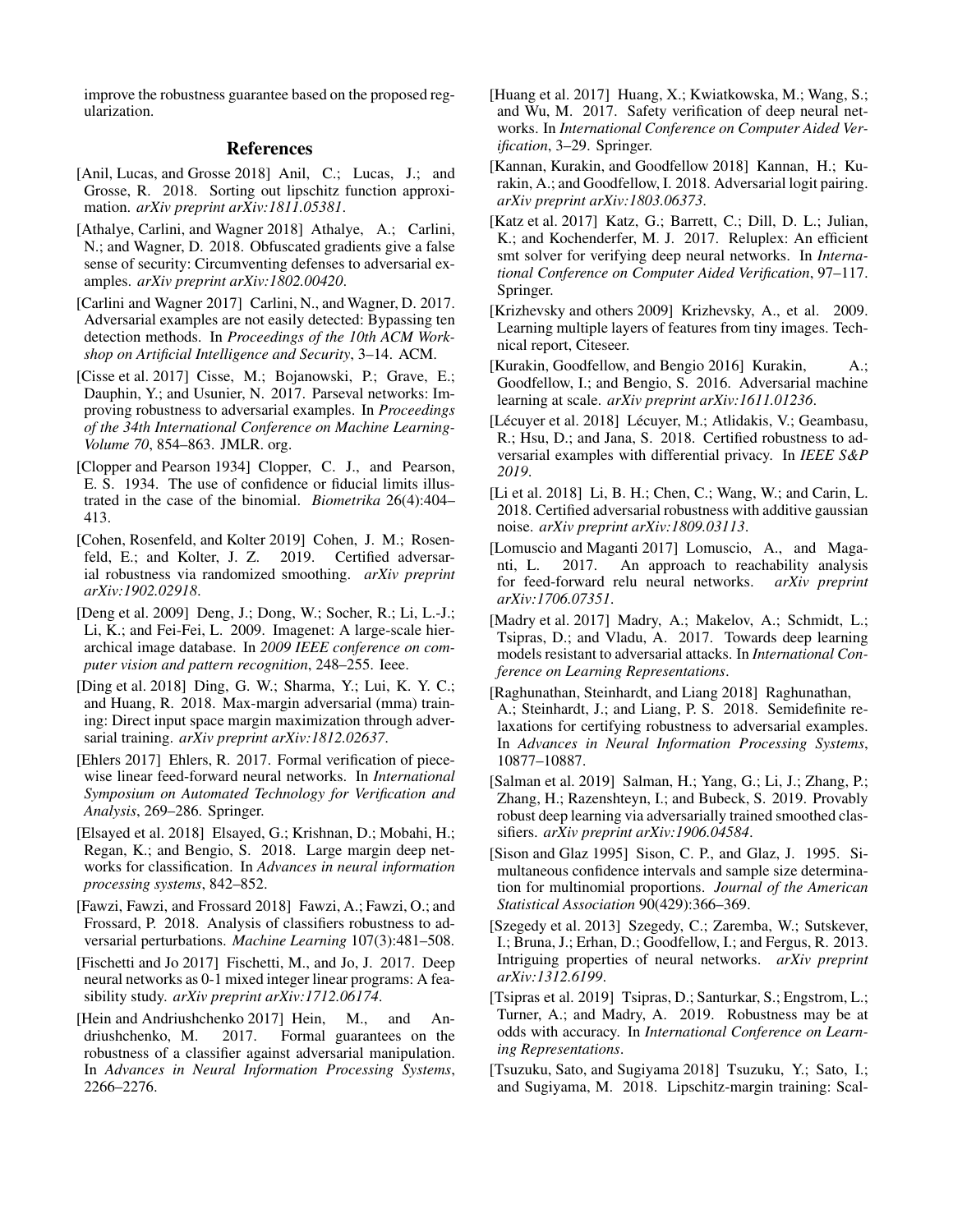improve the robustness guarantee based on the proposed regularization.

## References

[Anil, Lucas, and Grosse 2018] Anil, C.; Lucas, J.; and Grosse, R. 2018. Sorting out lipschitz function approximation. *arXiv preprint arXiv:1811.05381*.

[Athalye, Carlini, and Wagner 2018] Athalye, A.; Carlini, N.; and Wagner, D. 2018. Obfuscated gradients give a false sense of security: Circumventing defenses to adversarial examples. *arXiv preprint arXiv:1802.00420*.

[Carlini and Wagner 2017] Carlini, N., and Wagner, D. 2017. Adversarial examples are not easily detected: Bypassing ten detection methods. In *Proceedings of the 10th ACM Workshop on Artificial Intelligence and Security*, 3–14. ACM.

[Cisse et al. 2017] Cisse, M.; Bojanowski, P.; Grave, E.; Dauphin, Y.; and Usunier, N. 2017. Parseval networks: Improving robustness to adversarial examples. In *Proceedings of the 34th International Conference on Machine Learning-Volume 70*, 854–863. JMLR. org.

[Clopper and Pearson 1934] Clopper, C. J., and Pearson, E. S. 1934. The use of confidence or fiducial limits illustrated in the case of the binomial. *Biometrika* 26(4):404–413.

[Cohen, Rosenfeld, and Kolter 2019] Cohen, J. M.; Rosenfeld, E.; and Kolter, J. Z. 2019. Certified adversarial robustness via randomized smoothing. *arXiv preprint arXiv:1902.02918*.

[Deng et al. 2009] Deng, J.; Dong, W.; Socher, R.; Li, L.-J.; Li, K.; and Fei-Fei, L. 2009. Imagenet: A large-scale hierarchical image database. In *2009 IEEE conference on computer vision and pattern recognition*, 248–255. Ieee.

[Ding et al. 2018] Ding, G. W.; Sharma, Y.; Lui, K. Y. C.; and Huang, R. 2018. Max-margin adversarial (mma) training: Direct input space margin maximization through adversarial training. *arXiv preprint arXiv:1812.02637*.

[Ehlers 2017] Ehlers, R. 2017. Formal verification of piecewise linear feed-forward neural networks. In *International Symposium on Automated Technology for Verification and Analysis*, 269–286. Springer.

[Elsayed et al. 2018] Elsayed, G.; Krishnan, D.; Mobahi, H.; Regan, K.; and Bengio, S. 2018. Large margin deep networks for classification. In *Advances in neural information processing systems*, 842–852.

[Fawzi, Fawzi, and Frossard 2018] Fawzi, A.; Fawzi, O.; and Frossard, P. 2018. Analysis of classifiers robustness to adversarial perturbations. *Machine Learning* 107(3):481–508.

[Fischetti and Jo 2017] Fischetti, M., and Jo, J. 2017. Deep neural networks as 0-1 mixed integer linear programs: A feasibility study. *arXiv preprint arXiv:1712.06174*.

[Hein and Andriushchenko 2017] Hein, M., and Andriushchenko, M. 2017. Formal guarantees on the robustness of a classifier against adversarial manipulation. In *Advances in Neural Information Processing Systems*, 2266–2276.

[Huang et al. 2017] Huang, X.; Kwiatkowska, M.; Wang, S.; and Wu, M. 2017. Safety verification of deep neural networks. In *International Conference on Computer Aided Verification*, 3–29. Springer.

[Kannan, Kurakin, and Goodfellow 2018] Kannan, H.; Kurakin, A.; and Goodfellow, I. 2018. Adversarial logit pairing. *arXiv preprint arXiv:1803.06373*.

[Katz et al. 2017] Katz, G.; Barrett, C.; Dill, D. L.; Julian, K.; and Kochenderfer, M. J. 2017. Reluplex: An efficient smt solver for verifying deep neural networks. In *International Conference on Computer Aided Verification*, 97–117. Springer.

[Krizhevsky and others 2009] Krizhevsky, A., et al. 2009. Learning multiple layers of features from tiny images. Technical report, Citeseer.

[Kurakin, Goodfellow, and Bengio 2016] Kurakin, A.; Goodfellow, I.; and Bengio, S. 2016. Adversarial machine learning at scale. *arXiv preprint arXiv:1611.01236*.

[Lécuyer et al. 2018] Lécuyer, M.; Atlidakis, V.; Geambasu, R.; Hsu, D.; and Jana, S. 2018. Certified robustness to adversarial examples with differential privacy. In *IEEE S&P 2019*.

[Li et al. 2018] Li, B. H.; Chen, C.; Wang, W.; and Carin, L. 2018. Certified adversarial robustness with additive gaussian noise. *arXiv preprint arXiv:1809.03113*.

[Lomuscio and Maganti 2017] Lomuscio, A., and Maganti, L. 2017. An approach to reachability analysis for feed-forward relu neural networks. *arXiv preprint arXiv:1706.07351*.

[Madry et al. 2017] Madry, A.; Makelov, A.; Schmidt, L.; Tsipras, D.; and Vladu, A. 2017. Towards deep learning models resistant to adversarial attacks. In *International Conference on Learning Representations*.

[Raghunathan, Steinhardt, and Liang 2018] Raghunathan, A.; Steinhardt, J.; and Liang, P. S. 2018. Semidefinite relaxations for certifying robustness to adversarial examples. In *Advances in Neural Information Processing Systems*, 10877–10887.

[Salman et al. 2019] Salman, H.; Yang, G.; Li, J.; Zhang, P.; Zhang, H.; Razenshteyn, I.; and Bubeck, S. 2019. Provably robust deep learning via adversarially trained smoothed classifiers. *arXiv preprint arXiv:1906.04584*.

[Sison and Glaz 1995] Sison, C. P., and Glaz, J. 1995. Simultaneous confidence intervals and sample size determination for multinomial proportions. *Journal of the American Statistical Association* 90(429):366–369.

[Szegedy et al. 2013] Szegedy, C.; Zaremba, W.; Sutskever, I.; Bruna, J.; Erhan, D.; Goodfellow, I.; and Fergus, R. 2013. Intriguing properties of neural networks. *arXiv preprint arXiv:1312.6199*.

[Tsipras et al. 2019] Tsipras, D.; Santurkar, S.; Engstrom, L.; Turner, A.; and Madry, A. 2019. Robustness may be at odds with accuracy. In *International Conference on Learning Representations*.

[Tsuzuku, Sato, and Sugiyama 2018] Tsuzuku, Y.; Sato, I.; and Sugiyama, M. 2018. Lipschitz-margin training: Scal-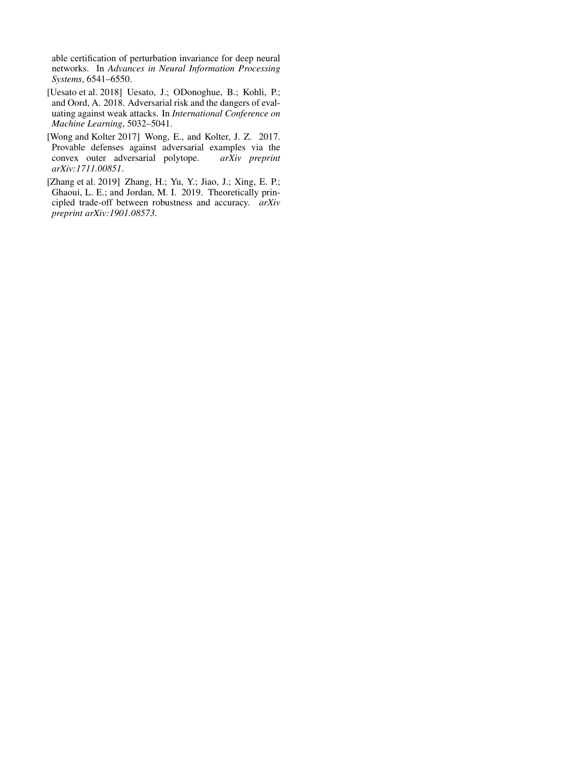able certification of perturbation invariance for deep neural networks. In *Advances in Neural Information Processing Systems*, 6541–6550.

[Uesato et al. 2018] Uesato, J.; ODonoghue, B.; Kohli, P.; and Oord, A. 2018. Adversarial risk and the dangers of evaluating against weak attacks. In *International Conference on Machine Learning*, 5032–5041.

[Wong and Kolter 2017] Wong, E., and Kolter, J. Z. 2017. Provable defenses against adversarial examples via the convex outer adversarial polytope. *arXiv preprint arXiv:1711.00851*.

[Zhang et al. 2019] Zhang, H.; Yu, Y.; Jiao, J.; Xing, E. P.; Ghaoui, L. E.; and Jordan, M. I. 2019. Theoretically principled trade-off between robustness and accuracy. *arXiv preprint arXiv:1901.08573*.